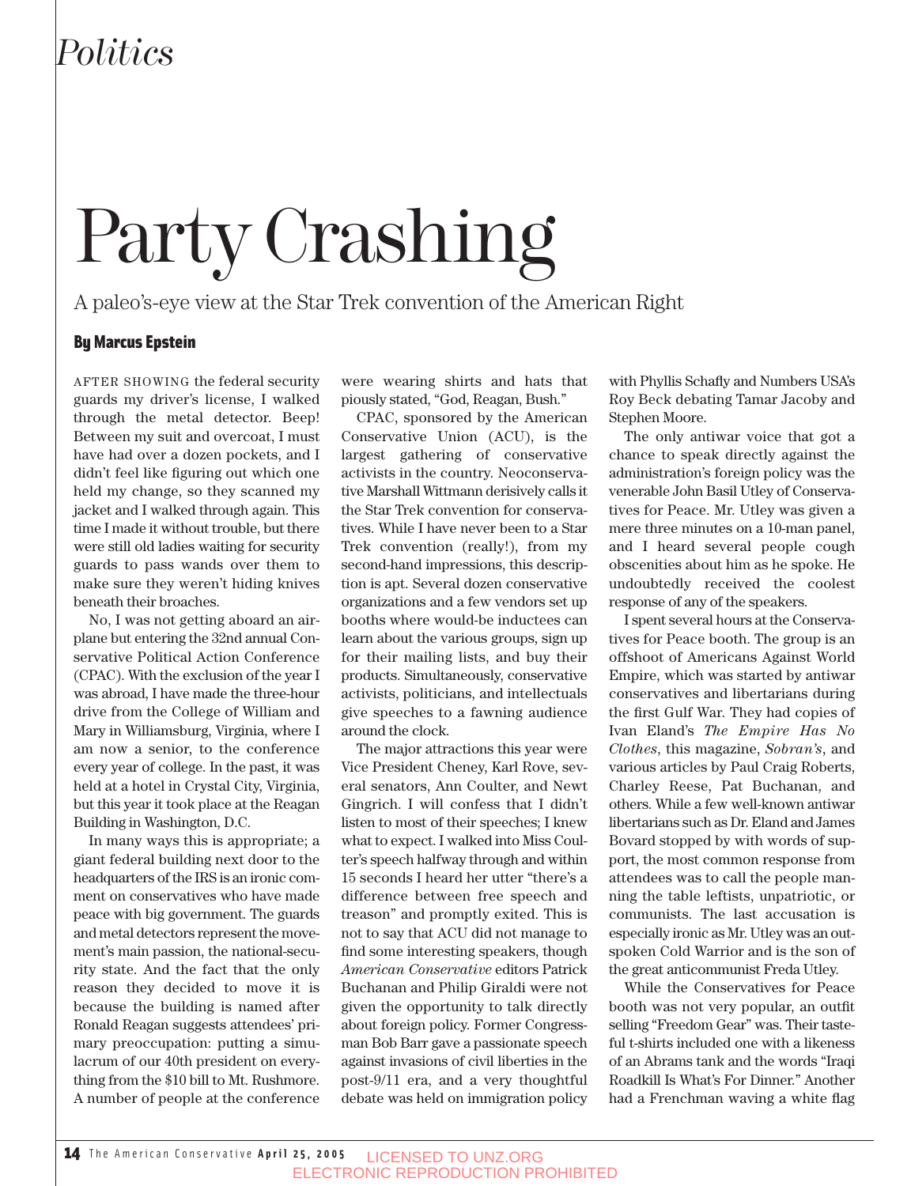*Politics*

# Party Crashing

A paleo's-eye view at the Star Trek convention of the American Right

**By Marcus Epstein**

AFTER SHOWING the federal security guards my driver's license, I walked through the metal detector. Beep! Between my suit and overcoat, I must have had over a dozen pockets, and I didn't feel like figuring out which one held my change, so they scanned my jacket and I walked through again. This time I made it without trouble, but there were still old ladies waiting for security guards to pass wands over them to make sure they weren't hiding knives beneath their broaches.

No, I was not getting aboard an airplane but entering the 32nd annual Conservative Political Action Conference (CPAC). With the exclusion of the year I was abroad, I have made the three-hour drive from the College of William and Mary in Williamsburg, Virginia, where I am now a senior, to the conference every year of college. In the past, it was held at a hotel in Crystal City, Virginia, but this year it took place at the Reagan Building in Washington, D.C.

In many ways this is appropriate; a giant federal building next door to the headquarters of the IRS is an ironic comment on conservatives who have made peace with big government. The guards and metal detectors represent the movement's main passion, the national-security state. And the fact that the only reason they decided to move it is because the building is named after Ronald Reagan suggests attendees' primary preoccupation: putting a simulacrum of our 40th president on everything from the $10 bill to Mt. Rushmore. A number of people at the conference were wearing shirts and hats that piously stated, "God, Reagan, Bush."

CPAC, sponsored by the American Conservative Union (ACU), is the largest gathering of conservative activists in the country. Neoconservative Marshall Wittmann derisively calls it the Star Trek convention for conservatives. While I have never been to a Star Trek convention (really!), from my second-hand impressions, this description is apt. Several dozen conservative organizations and a few vendors set up booths where would-be inductees can learn about the various groups, sign up for their mailing lists, and buy their products. Simultaneously, conservative activists, politicians, and intellectuals give speeches to a fawning audience around the clock.

The major attractions this year were Vice President Cheney, Karl Rove, several senators, Ann Coulter, and Newt Gingrich. I will confess that I didn't listen to most of their speeches; I knew what to expect. I walked into Miss Coulter's speech halfway through and within 15 seconds I heard her utter "there's a difference between free speech and treason" and promptly exited. This is not to say that ACU did not manage to find some interesting speakers, though *American Conservative* editors Patrick Buchanan and Philip Giraldi were not given the opportunity to talk directly about foreign policy. Former Congressman Bob Barr gave a passionate speech against invasions of civil liberties in the post-9/11 era, and a very thoughtful debate was held on immigration policy with Phyllis Schafly and Numbers USA's Roy Beck debating Tamar Jacoby and Stephen Moore.

The only antiwar voice that got a chance to speak directly against the administration's foreign policy was the venerable John Basil Utley of Conservatives for Peace. Mr. Utley was given a mere three minutes on a 10-man panel, and I heard several people cough obscenities about him as he spoke. He undoubtedly received the coolest response of any of the speakers.

I spent several hours at the Conservatives for Peace booth. The group is an offshoot of Americans Against World Empire, which was started by antiwar conservatives and libertarians during the first Gulf War. They had copies of Ivan Eland's *The Empire Has No Clothes*, this magazine, *Sobran's*, and various articles by Paul Craig Roberts, Charley Reese, Pat Buchanan, and others. While a few well-known antiwar libertarians such as Dr. Eland and James Bovard stopped by with words of support, the most common response from attendees was to call the people manning the table leftists, unpatriotic, or communists. The last accusation is especially ironic as Mr. Utley was an outspoken Cold Warrior and is the son of the great anticommunist Freda Utley.

While the Conservatives for Peace booth was not very popular, an outfit selling "Freedom Gear" was. Their tasteful t-shirts included one with a likeness of an Abrams tank and the words "Iraqi Roadkill Is What's For Dinner." Another had a Frenchman waving a white flag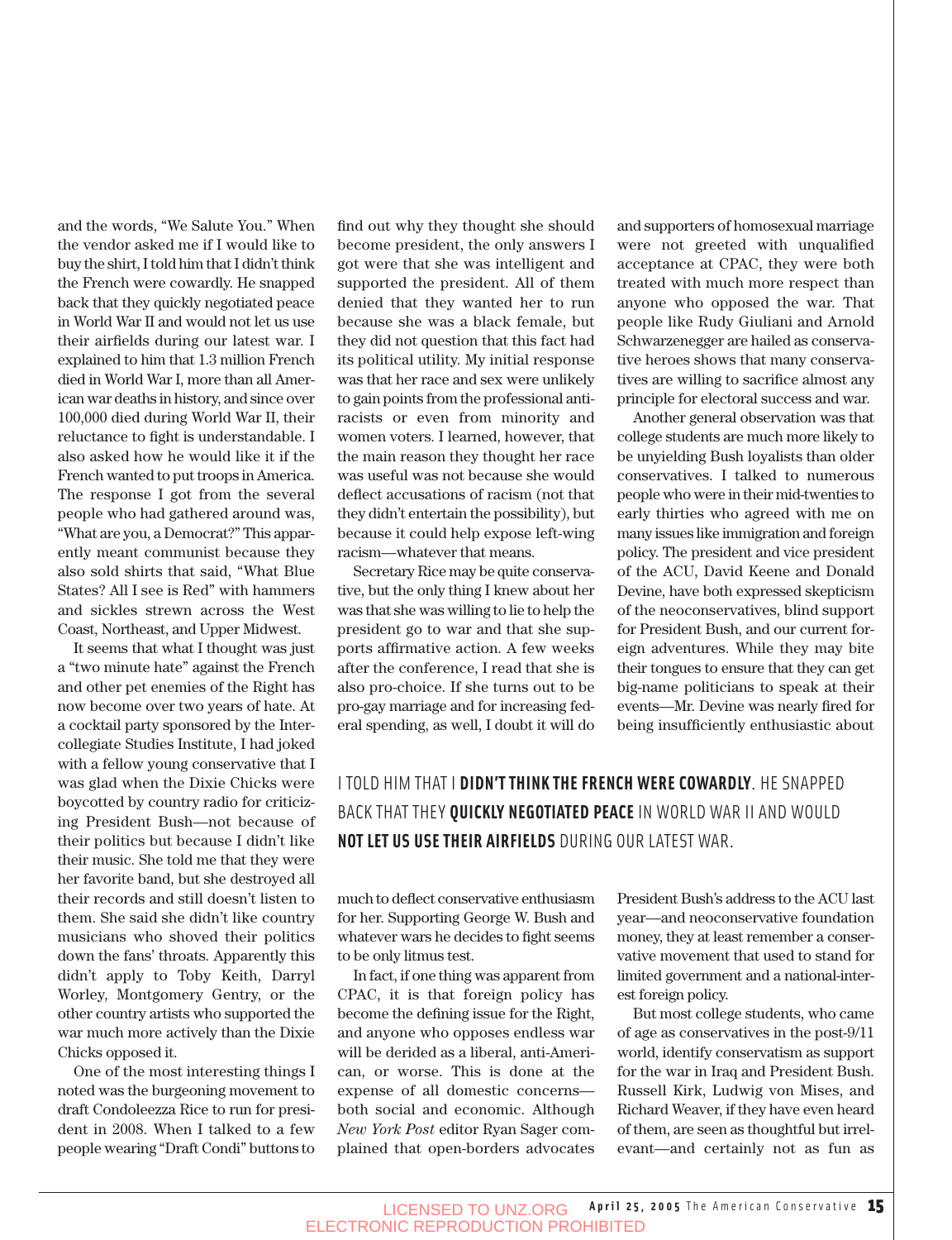and the words, "We Salute You." When the vendor asked me if I would like to buy the shirt, I told him that I didn't think the French were cowardly. He snapped back that they quickly negotiated peace in World War II and would not let us use their airfields during our latest war. I explained to him that 1.3 million French died in World War I, more than all American war deaths in history, and since over 100,000 died during World War II, their reluctance to fight is understandable. I also asked how he would like it if the French wanted to put troops in America. The response I got from the several people who had gathered around was, "What are you, a Democrat?" This apparently meant communist because they also sold shirts that said, "What Blue States? All I see is Red" with hammers and sickles strewn across the West Coast, Northeast, and Upper Midwest.

It seems that what I thought was just a "two minute hate" against the French and other pet enemies of the Right has now become over two years of hate. At a cocktail party sponsored by the Intercollegiate Studies Institute, I had joked with a fellow young conservative that I was glad when the Dixie Chicks were boycotted by country radio for criticizing President Bush—not because of their politics but because I didn't like their music. She told me that they were her favorite band, but she destroyed all their records and still doesn't listen to them. She said she didn't like country musicians who shoved their politics down the fans' throats. Apparently this didn't apply to Toby Keith, Darryl Worley, Montgomery Gentry, or the other country artists who supported the war much more actively than the Dixie Chicks opposed it.

One of the most interesting things I noted was the burgeoning movement to draft Condoleezza Rice to run for president in 2008. When I talked to a few people wearing "Draft Condi" buttons to find out why they thought she should become president, the only answers I got were that she was intelligent and supported the president. All of them denied that they wanted her to run because she was a black female, but they did not question that this fact had its political utility. My initial response was that her race and sex were unlikely to gain points from the professional anti-racists or even from minority and women voters. I learned, however, that the main reason they thought her race was useful was not because she would deflect accusations of racism (not that they didn't entertain the possibility), but because it could help expose left-wing racism—whatever that means.

Secretary Rice may be quite conservative, but the only thing I knew about her was that she was willing to lie to help the president go to war and that she supports affirmative action. A few weeks after the conference, I read that she is also pro-choice. If she turns out to be pro-gay marriage and for increasing federal spending, as well, I doubt it will do much to deflect conservative enthusiasm for her. Supporting George W. Bush and whatever wars he decides to fight seems to be only litmus test.

In fact, if one thing was apparent from CPAC, it is that foreign policy has become the defining issue for the Right, and anyone who opposes endless war will be derided as a liberal, anti-American, or worse. This is done at the expense of all domestic concerns—both social and economic. Although *New York Post* editor Ryan Sager complained that open-borders advocates and supporters of homosexual marriage were not greeted with unqualified acceptance at CPAC, they were both treated with much more respect than anyone who opposed the war. That people like Rudy Giuliani and Arnold Schwarzenegger are hailed as conservative heroes shows that many conservatives are willing to sacrifice almost any principle for electoral success and war.

Another general observation was that college students are much more likely to be unyielding Bush loyalists than older conservatives. I talked to numerous people who were in their mid-twenties to early thirties who agreed with me on many issues like immigration and foreign policy. The president and vice president of the ACU, David Keene and Donald Devine, have both expressed skepticism of the neoconservatives, blind support for President Bush, and our current foreign adventures. While they may bite their tongues to ensure that they can get big-name politicians to speak at their events—Mr. Devine was nearly fired for being insufficiently enthusiastic about President Bush's address to the ACU last year—and neoconservative foundation money, they at least remember a conservative movement that used to stand for limited government and a national-interest foreign policy.

But most college students, who came of age as conservatives in the post-9/11 world, identify conservatism as support for the war in Iraq and President Bush. Russell Kirk, Ludwig von Mises, and Richard Weaver, if they have even heard of them, are seen as thoughtful but irrelevant—and certainly not as fun as

I TOLD HIM THAT I **DIDN'T THINK THE FRENCH WERE COWARDLY**. HE SNAPPED BACK THAT THEY **QUICKLY NEGOTIATED PEACE** IN WORLD WAR II AND WOULD **NOT LET US USE THEIR AIRFIELDS** DURING OUR LATEST WAR.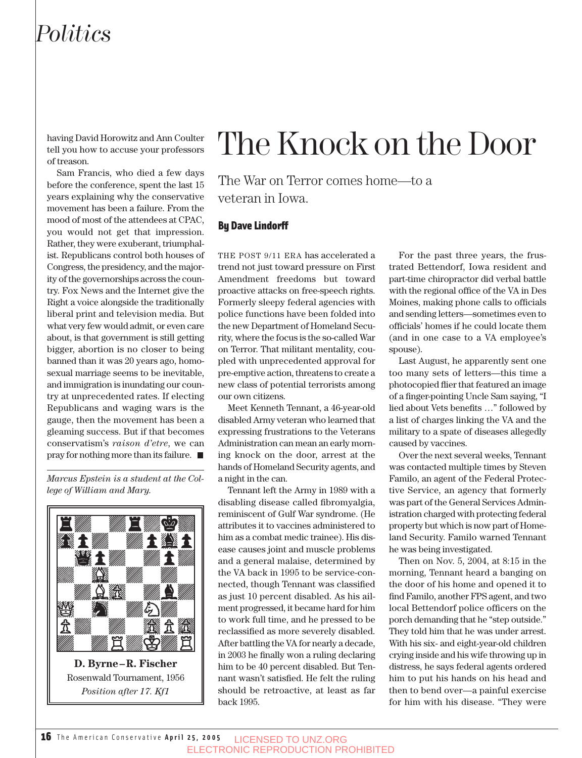having David Horowitz and Ann Coulter tell you how to accuse your professors of treason.

Sam Francis, who died a few days before the conference, spent the last 15 years explaining why the conservative movement has been a failure. From the mood of most of the attendees at CPAC, you would not get that impression. Rather, they were exuberant, triumphalist. Republicans control both houses of Congress, the presidency, and the majority of the governorships across the country. Fox News and the Internet give the Right a voice alongside the traditionally liberal print and television media. But what very few would admit, or even care about, is that government is still getting bigger, abortion is no closer to being banned than it was 20 years ago, homosexual marriage seems to be inevitable, and immigration is inundating our country at unprecedented rates. If electing Republicans and waging wars is the gauge, then the movement has been a gleaming success. But if that becomes conservatism's *raison d'etre*, we can pray for nothing more than its failure. ■

*Marcus Epstein is a student at the College of William and Mary.*

**D. Byrne–R. Fischer**
Rosenwald Tournament, 1956
*Position after 17. Kf1*

# The Knock on the Door

The War on Terror comes home—to a veteran in Iowa.

**By Dave Lindorff**

THE POST 9/11 ERA has accelerated a trend not just toward pressure on First Amendment freedoms but toward proactive attacks on free-speech rights. Formerly sleepy federal agencies with police functions have been folded into the new Department of Homeland Security, where the focus is the so-called War on Terror. That militant mentality, coupled with unprecedented approval for pre-emptive action, threatens to create a new class of potential terrorists among our own citizens.

Meet Kenneth Tennant, a 46-year-old disabled Army veteran who learned that expressing frustrations to the Veterans Administration can mean an early morning knock on the door, arrest at the hands of Homeland Security agents, and a night in the can.

Tennant left the Army in 1989 with a disabling disease called fibromyalgia, reminiscent of Gulf War syndrome. (He attributes it to vaccines administered to him as a combat medic trainee). His disease causes joint and muscle problems and a general malaise, determined by the VA back in 1995 to be service-connected, though Tennant was classified as just 10 percent disabled. As his ailment progressed, it became hard for him to work full time, and he pressed to be reclassified as more severely disabled. After battling the VA for nearly a decade, in 2003 he finally won a ruling declaring him to be 40 percent disabled. But Tennant wasn't satisfied. He felt the ruling should be retroactive, at least as far back 1995.

For the past three years, the frustrated Bettendorf, Iowa resident and part-time chiropractor did verbal battle with the regional office of the VA in Des Moines, making phone calls to officials and sending letters—sometimes even to officials' homes if he could locate them (and in one case to a VA employee's spouse).

Last August, he apparently sent one too many sets of letters—this time a photocopied flier that featured an image of a finger-pointing Uncle Sam saying, "I lied about Vets benefits …" followed by a list of charges linking the VA and the military to a spate of diseases allegedly caused by vaccines.

Over the next several weeks, Tennant was contacted multiple times by Steven Familo, an agent of the Federal Protective Service, an agency that formerly was part of the General Services Administration charged with protecting federal property but which is now part of Homeland Security. Familo warned Tennant he was being investigated.

Then on Nov. 5, 2004, at 8:15 in the morning, Tennant heard a banging on the door of his home and opened it to find Familo, another FPS agent, and two local Bettendorf police officers on the porch demanding that he "step outside." They told him that he was under arrest. With his six- and eight-year-old children crying inside and his wife throwing up in distress, he says federal agents ordered him to put his hands on his head and then to bend over—a painful exercise for him with his disease. "They were